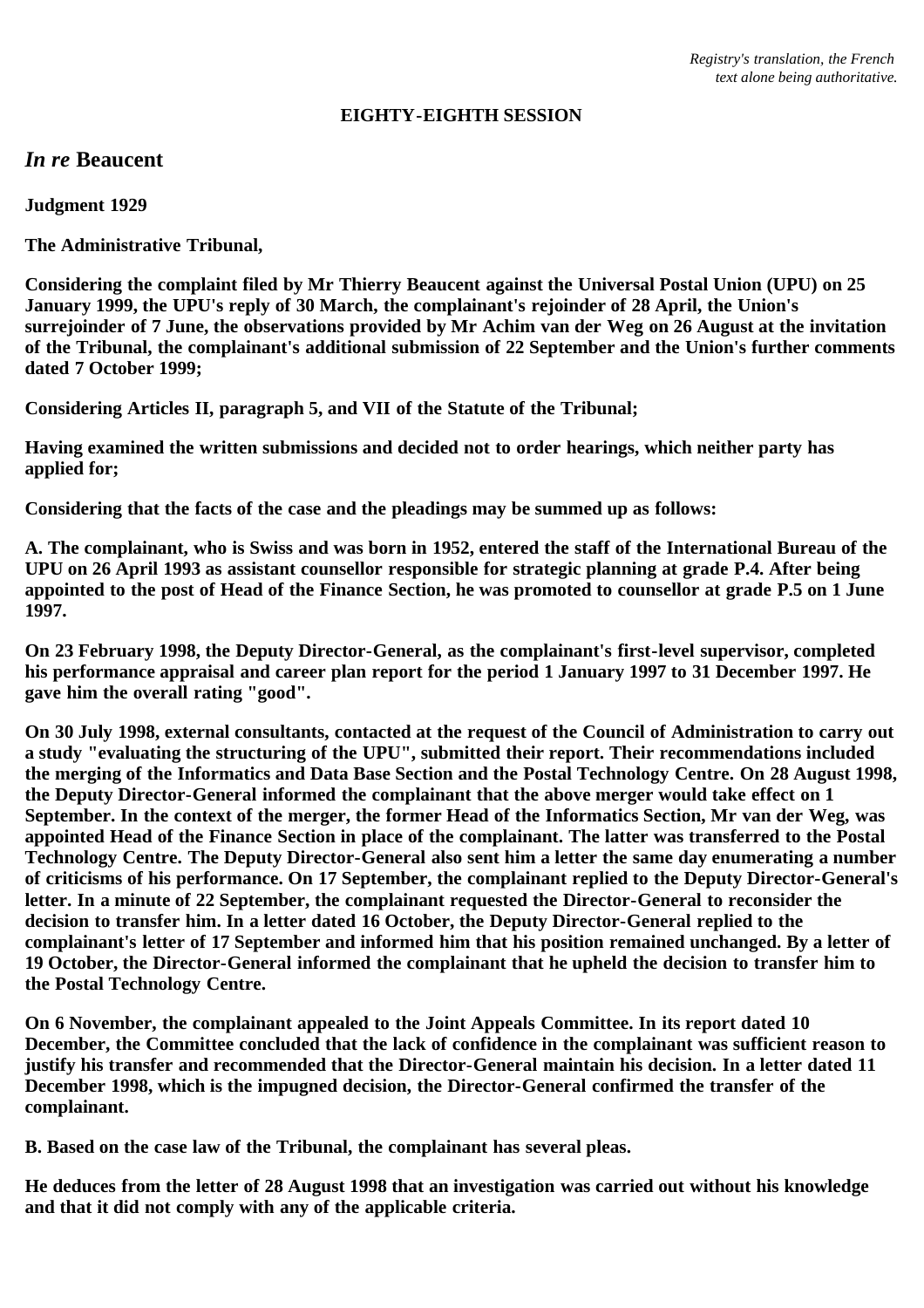*Registry's translation, the French text alone being authoritative.*

**EIGHTY-EIGHTH SESSION**

## *In re* Beaucent

**Judgment 1929**

**The Administrative Tribunal,**

**Considering the complaint filed by Mr Thierry Beaucent against the Universal Postal Union (UPU) on 25 January 1999, the UPU's reply of 30 March, the complainant's rejoinder of 28 April, the Union's surrejoinder of 7 June, the observations provided by Mr Achim van der Weg on 26 August at the invitation of the Tribunal, the complainant's additional submission of 22 September and the Union's further comments dated 7 October 1999;**

**Considering Articles II, paragraph 5, and VII of the Statute of the Tribunal;**

**Having examined the written submissions and decided not to order hearings, which neither party has applied for;**

**Considering that the facts of the case and the pleadings may be summed up as follows:**

**A. The complainant, who is Swiss and was born in 1952, entered the staff of the International Bureau of the UPU on 26 April 1993 as assistant counsellor responsible for strategic planning at grade P.4. After being appointed to the post of Head of the Finance Section, he was promoted to counsellor at grade P.5 on 1 June 1997.**

**On 23 February 1998, the Deputy Director-General, as the complainant's first-level supervisor, completed his performance appraisal and career plan report for the period 1 January 1997 to 31 December 1997. He gave him the overall rating "good".**

**On 30 July 1998, external consultants, contacted at the request of the Council of Administration to carry out a study "evaluating the structuring of the UPU", submitted their report. Their recommendations included the merging of the Informatics and Data Base Section and the Postal Technology Centre. On 28 August 1998, the Deputy Director-General informed the complainant that the above merger would take effect on 1 September. In the context of the merger, the former Head of the Informatics Section, Mr van der Weg, was appointed Head of the Finance Section in place of the complainant. The latter was transferred to the Postal Technology Centre. The Deputy Director-General also sent him a letter the same day enumerating a number of criticisms of his performance. On 17 September, the complainant replied to the Deputy Director-General's letter. In a minute of 22 September, the complainant requested the Director-General to reconsider the decision to transfer him. In a letter dated 16 October, the Deputy Director-General replied to the complainant's letter of 17 September and informed him that his position remained unchanged. By a letter of 19 October, the Director-General informed the complainant that he upheld the decision to transfer him to the Postal Technology Centre.**

**On 6 November, the complainant appealed to the Joint Appeals Committee. In its report dated 10 December, the Committee concluded that the lack of confidence in the complainant was sufficient reason to justify his transfer and recommended that the Director-General maintain his decision. In a letter dated 11 December 1998, which is the impugned decision, the Director-General confirmed the transfer of the complainant.**

**B. Based on the case law of the Tribunal, the complainant has several pleas.**

**He deduces from the letter of 28 August 1998 that an investigation was carried out without his knowledge and that it did not comply with any of the applicable criteria.**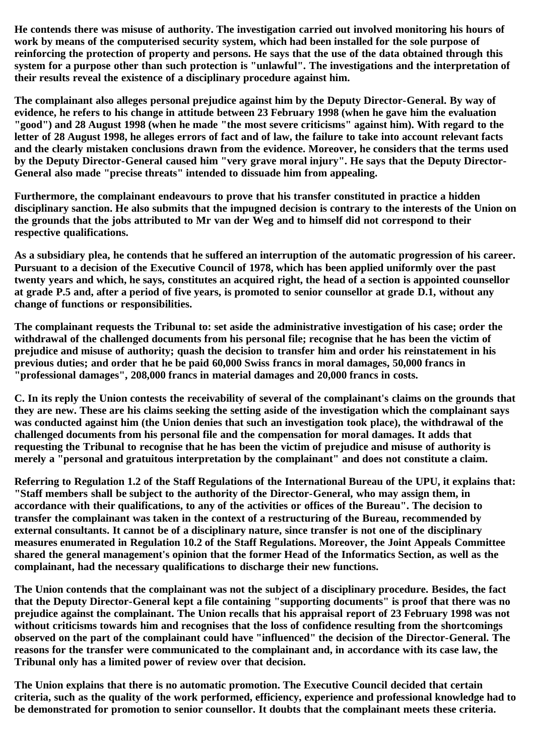He contends there was misuse of authority. The investigation carried out involved monitoring his hours of work by means of the computerised security system, which had been installed for the sole purpose of reinforcing the protection of property and persons. He says that the use of the data obtained through this system for a purpose other than such protection is "unlawful". The investigations and the interpretation of their results reveal the existence of a disciplinary procedure against him.

The complainant also alleges personal prejudice against him by the Deputy Director-General. By way of evidence, he refers to his change in attitude between 23 February 1998 (when he gave him the evaluation "good") and 28 August 1998 (when he made "the most severe criticisms" against him). With regard to the letter of 28 August 1998, he alleges errors of fact and of law, the failure to take into account relevant facts and the clearly mistaken conclusions drawn from the evidence. Moreover, he considers that the terms used by the Deputy Director-General caused him "very grave moral injury". He says that the Deputy Director-General also made "precise threats" intended to dissuade him from appealing.

Furthermore, the complainant endeavours to prove that his transfer constituted in practice a hidden disciplinary sanction. He also submits that the impugned decision is contrary to the interests of the Union on the grounds that the jobs attributed to Mr van der Weg and to himself did not correspond to their respective qualifications.

As a subsidiary plea, he contends that he suffered an interruption of the automatic progression of his career. Pursuant to a decision of the Executive Council of 1978, which has been applied uniformly over the past twenty years and which, he says, constitutes an acquired right, the head of a section is appointed counsellor at grade P.5 and, after a period of five years, is promoted to senior counsellor at grade D.1, without any change of functions or responsibilities.

The complainant requests the Tribunal to: set aside the administrative investigation of his case; order the withdrawal of the challenged documents from his personal file; recognise that he has been the victim of prejudice and misuse of authority; quash the decision to transfer him and order his reinstatement in his previous duties; and order that he be paid 60,000 Swiss francs in moral damages, 50,000 francs in "professional damages", 208,000 francs in material damages and 20,000 francs in costs.

C. In its reply the Union contests the receivability of several of the complainant's claims on the grounds that they are new. These are his claims seeking the setting aside of the investigation which the complainant says was conducted against him (the Union denies that such an investigation took place), the withdrawal of the challenged documents from his personal file and the compensation for moral damages. It adds that requesting the Tribunal to recognise that he has been the victim of prejudice and misuse of authority is merely a "personal and gratuitous interpretation by the complainant" and does not constitute a claim.

Referring to Regulation 1.2 of the Staff Regulations of the International Bureau of the UPU, it explains that: "Staff members shall be subject to the authority of the Director-General, who may assign them, in accordance with their qualifications, to any of the activities or offices of the Bureau". The decision to transfer the complainant was taken in the context of a restructuring of the Bureau, recommended by external consultants. It cannot be of a disciplinary nature, since transfer is not one of the disciplinary measures enumerated in Regulation 10.2 of the Staff Regulations. Moreover, the Joint Appeals Committee shared the general management's opinion that the former Head of the Informatics Section, as well as the complainant, had the necessary qualifications to discharge their new functions.

The Union contends that the complainant was not the subject of a disciplinary procedure. Besides, the fact that the Deputy Director-General kept a file containing "supporting documents" is proof that there was no prejudice against the complainant. The Union recalls that his appraisal report of 23 February 1998 was not without criticisms towards him and recognises that the loss of confidence resulting from the shortcomings observed on the part of the complainant could have "influenced" the decision of the Director-General. The reasons for the transfer were communicated to the complainant and, in accordance with its case law, the Tribunal only has a limited power of review over that decision.

The Union explains that there is no automatic promotion. The Executive Council decided that certain criteria, such as the quality of the work performed, efficiency, experience and professional knowledge had to be demonstrated for promotion to senior counsellor. It doubts that the complainant meets these criteria.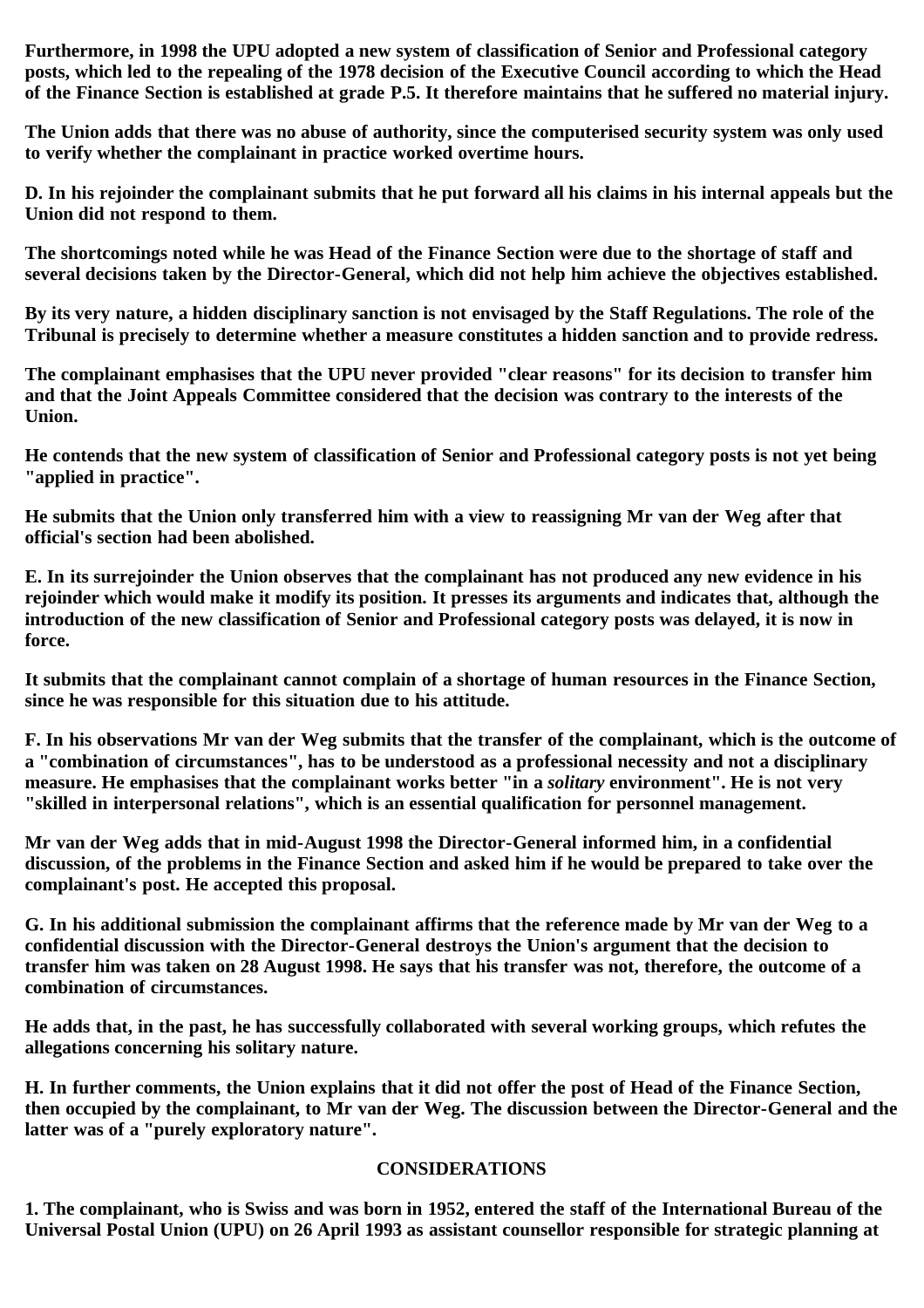**Furthermore, in 1998 the UPU adopted a new system of classification of Senior and Professional category posts, which led to the repealing of the 1978 decision of the Executive Council according to which the Head of the Finance Section is established at grade P.5. It therefore maintains that he suffered no material injury.**

**The Union adds that there was no abuse of authority, since the computerised security system was only used to verify whether the complainant in practice worked overtime hours.**

**D. In his rejoinder the complainant submits that he put forward all his claims in his internal appeals but the Union did not respond to them.**

**The shortcomings noted while he was Head of the Finance Section were due to the shortage of staff and several decisions taken by the Director-General, which did not help him achieve the objectives established.**

**By its very nature, a hidden disciplinary sanction is not envisaged by the Staff Regulations. The role of the Tribunal is precisely to determine whether a measure constitutes a hidden sanction and to provide redress.**

**The complainant emphasises that the UPU never provided "clear reasons" for its decision to transfer him and that the Joint Appeals Committee considered that the decision was contrary to the interests of the Union.**

**He contends that the new system of classification of Senior and Professional category posts is not yet being "applied in practice".**

**He submits that the Union only transferred him with a view to reassigning Mr van der Weg after that official's section had been abolished.**

**E. In its surrejoinder the Union observes that the complainant has not produced any new evidence in his rejoinder which would make it modify its position. It presses its arguments and indicates that, although the introduction of the new classification of Senior and Professional category posts was delayed, it is now in force.**

**It submits that the complainant cannot complain of a shortage of human resources in the Finance Section, since he was responsible for this situation due to his attitude.**

**F. In his observations Mr van der Weg submits that the transfer of the complainant, which is the outcome of a "combination of circumstances", has to be understood as a professional necessity and not a disciplinary measure. He emphasises that the complainant works better "in a *solitary* environment". He is not very "skilled in interpersonal relations", which is an essential qualification for personnel management.**

**Mr van der Weg adds that in mid-August 1998 the Director-General informed him, in a confidential discussion, of the problems in the Finance Section and asked him if he would be prepared to take over the complainant's post. He accepted this proposal.**

**G. In his additional submission the complainant affirms that the reference made by Mr van der Weg to a confidential discussion with the Director-General destroys the Union's argument that the decision to transfer him was taken on 28 August 1998. He says that his transfer was not, therefore, the outcome of a combination of circumstances.**

**He adds that, in the past, he has successfully collaborated with several working groups, which refutes the allegations concerning his solitary nature.**

**H. In further comments, the Union explains that it did not offer the post of Head of the Finance Section, then occupied by the complainant, to Mr van der Weg. The discussion between the Director-General and the latter was of a "purely exploratory nature".**

## CONSIDERATIONS

**1. The complainant, who is Swiss and was born in 1952, entered the staff of the International Bureau of the Universal Postal Union (UPU) on 26 April 1993 as assistant counsellor responsible for strategic planning at**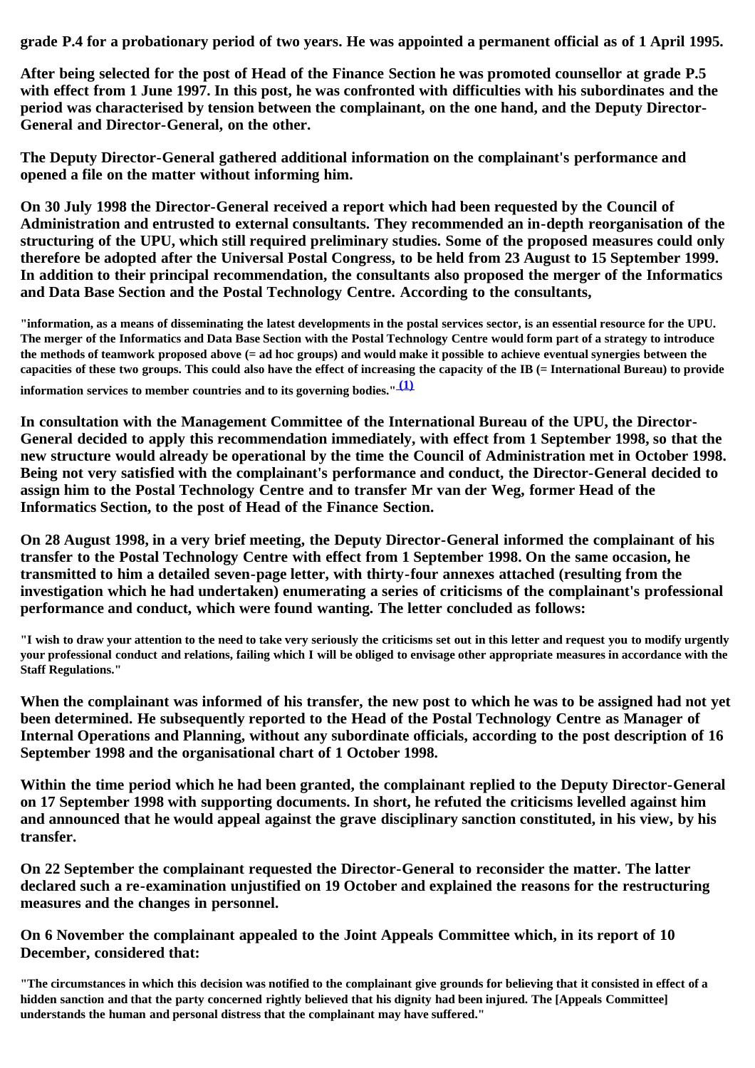grade P.4 for a probationary period of two years. He was appointed a permanent official as of 1 April 1995.

After being selected for the post of Head of the Finance Section he was promoted counsellor at grade P.5 with effect from 1 June 1997. In this post, he was confronted with difficulties with his subordinates and the period was characterised by tension between the complainant, on the one hand, and the Deputy Director-General and Director-General, on the other.

The Deputy Director-General gathered additional information on the complainant's performance and opened a file on the matter without informing him.

On 30 July 1998 the Director-General received a report which had been requested by the Council of Administration and entrusted to external consultants. They recommended an in-depth reorganisation of the structuring of the UPU, which still required preliminary studies. Some of the proposed measures could only therefore be adopted after the Universal Postal Congress, to be held from 23 August to 15 September 1999. In addition to their principal recommendation, the consultants also proposed the merger of the Informatics and Data Base Section and the Postal Technology Centre. According to the consultants,

"information, as a means of disseminating the latest developments in the postal services sector, is an essential resource for the UPU. The merger of the Informatics and Data Base Section with the Postal Technology Centre would form part of a strategy to introduce the methods of teamwork proposed above (= ad hoc groups) and would make it possible to achieve eventual synergies between the capacities of these two groups. This could also have the effect of increasing the capacity of the IB (= International Bureau) to provide information services to member countries and to its governing bodies." (1)

In consultation with the Management Committee of the International Bureau of the UPU, the Director-General decided to apply this recommendation immediately, with effect from 1 September 1998, so that the new structure would already be operational by the time the Council of Administration met in October 1998. Being not very satisfied with the complainant's performance and conduct, the Director-General decided to assign him to the Postal Technology Centre and to transfer Mr van der Weg, former Head of the Informatics Section, to the post of Head of the Finance Section.

On 28 August 1998, in a very brief meeting, the Deputy Director-General informed the complainant of his transfer to the Postal Technology Centre with effect from 1 September 1998. On the same occasion, he transmitted to him a detailed seven-page letter, with thirty-four annexes attached (resulting from the investigation which he had undertaken) enumerating a series of criticisms of the complainant's professional performance and conduct, which were found wanting. The letter concluded as follows:

"I wish to draw your attention to the need to take very seriously the criticisms set out in this letter and request you to modify urgently your professional conduct and relations, failing which I will be obliged to envisage other appropriate measures in accordance with the Staff Regulations."

When the complainant was informed of his transfer, the new post to which he was to be assigned had not yet been determined. He subsequently reported to the Head of the Postal Technology Centre as Manager of Internal Operations and Planning, without any subordinate officials, according to the post description of 16 September 1998 and the organisational chart of 1 October 1998.

Within the time period which he had been granted, the complainant replied to the Deputy Director-General on 17 September 1998 with supporting documents. In short, he refuted the criticisms levelled against him and announced that he would appeal against the grave disciplinary sanction constituted, in his view, by his transfer.

On 22 September the complainant requested the Director-General to reconsider the matter. The latter declared such a re-examination unjustified on 19 October and explained the reasons for the restructuring measures and the changes in personnel.

On 6 November the complainant appealed to the Joint Appeals Committee which, in its report of 10 December, considered that:

"The circumstances in which this decision was notified to the complainant give grounds for believing that it consisted in effect of a hidden sanction and that the party concerned rightly believed that his dignity had been injured. The [Appeals Committee] understands the human and personal distress that the complainant may have suffered."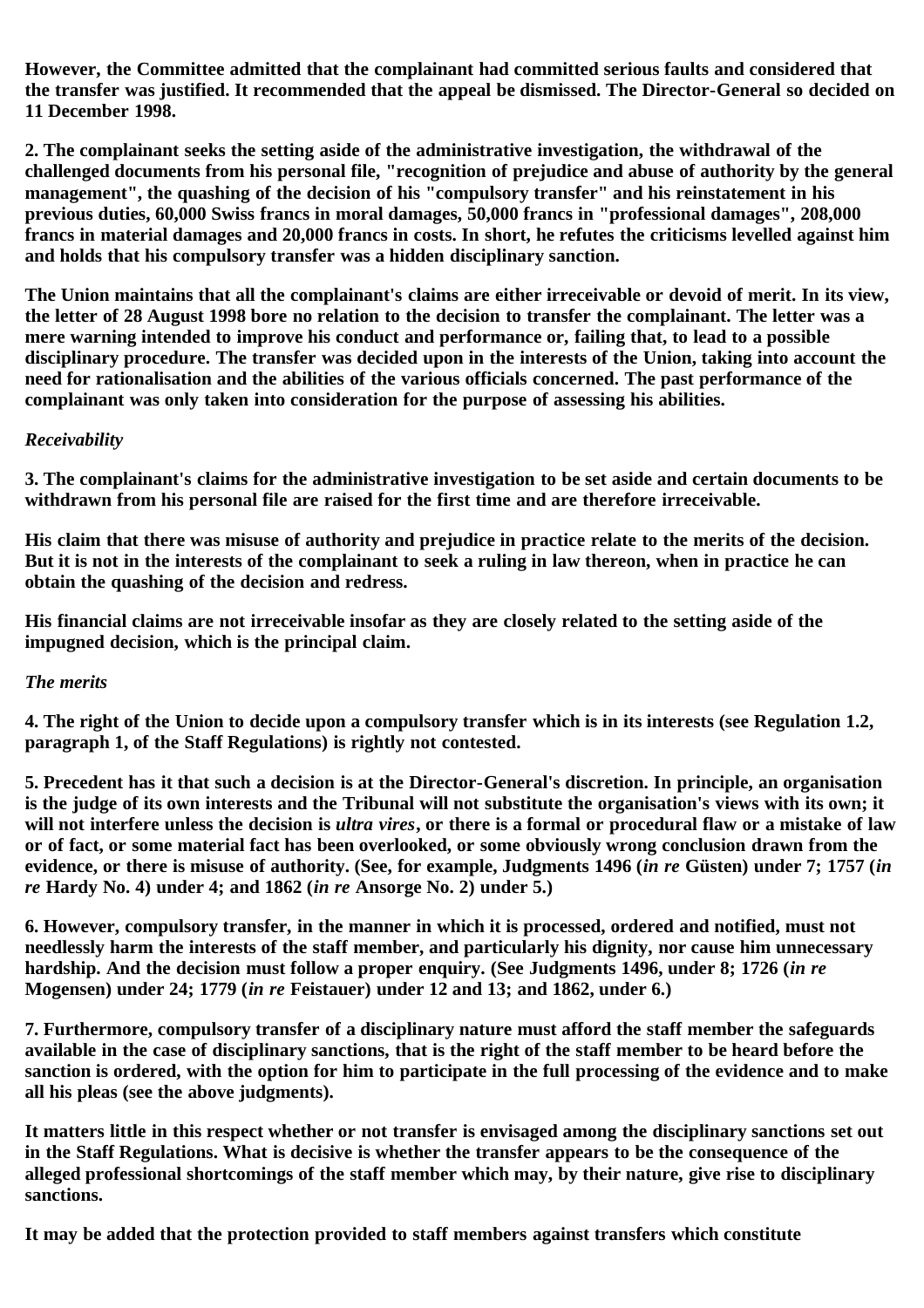However, the Committee admitted that the complainant had committed serious faults and considered that the transfer was justified. It recommended that the appeal be dismissed. The Director-General so decided on 11 December 1998.

2. The complainant seeks the setting aside of the administrative investigation, the withdrawal of the challenged documents from his personal file, "recognition of prejudice and abuse of authority by the general management", the quashing of the decision of his "compulsory transfer" and his reinstatement in his previous duties, 60,000 Swiss francs in moral damages, 50,000 francs in "professional damages", 208,000 francs in material damages and 20,000 francs in costs. In short, he refutes the criticisms levelled against him and holds that his compulsory transfer was a hidden disciplinary sanction.

The Union maintains that all the complainant's claims are either irreceivable or devoid of merit. In its view, the letter of 28 August 1998 bore no relation to the decision to transfer the complainant. The letter was a mere warning intended to improve his conduct and performance or, failing that, to lead to a possible disciplinary procedure. The transfer was decided upon in the interests of the Union, taking into account the need for rationalisation and the abilities of the various officials concerned. The past performance of the complainant was only taken into consideration for the purpose of assessing his abilities.

*Receivability*

3. The complainant's claims for the administrative investigation to be set aside and certain documents to be withdrawn from his personal file are raised for the first time and are therefore irreceivable.

His claim that there was misuse of authority and prejudice in practice relate to the merits of the decision. But it is not in the interests of the complainant to seek a ruling in law thereon, when in practice he can obtain the quashing of the decision and redress.

His financial claims are not irreceivable insofar as they are closely related to the setting aside of the impugned decision, which is the principal claim.

*The merits*

4. The right of the Union to decide upon a compulsory transfer which is in its interests (see Regulation 1.2, paragraph 1, of the Staff Regulations) is rightly not contested.

5. Precedent has it that such a decision is at the Director-General's discretion. In principle, an organisation is the judge of its own interests and the Tribunal will not substitute the organisation's views with its own; it will not interfere unless the decision is *ultra vires*, or there is a formal or procedural flaw or a mistake of law or of fact, or some material fact has been overlooked, or some obviously wrong conclusion drawn from the evidence, or there is misuse of authority. (See, for example, Judgments 1496 (*in re* Güsten) under 7; 1757 (*in re* Hardy No. 4) under 4; and 1862 (*in re* Ansorge No. 2) under 5.)

6. However, compulsory transfer, in the manner in which it is processed, ordered and notified, must not needlessly harm the interests of the staff member, and particularly his dignity, nor cause him unnecessary hardship. And the decision must follow a proper enquiry. (See Judgments 1496, under 8; 1726 (*in re* Mogensen) under 24; 1779 (*in re* Feistauer) under 12 and 13; and 1862, under 6.)

7. Furthermore, compulsory transfer of a disciplinary nature must afford the staff member the safeguards available in the case of disciplinary sanctions, that is the right of the staff member to be heard before the sanction is ordered, with the option for him to participate in the full processing of the evidence and to make all his pleas (see the above judgments).

It matters little in this respect whether or not transfer is envisaged among the disciplinary sanctions set out in the Staff Regulations. What is decisive is whether the transfer appears to be the consequence of the alleged professional shortcomings of the staff member which may, by their nature, give rise to disciplinary sanctions.

It may be added that the protection provided to staff members against transfers which constitute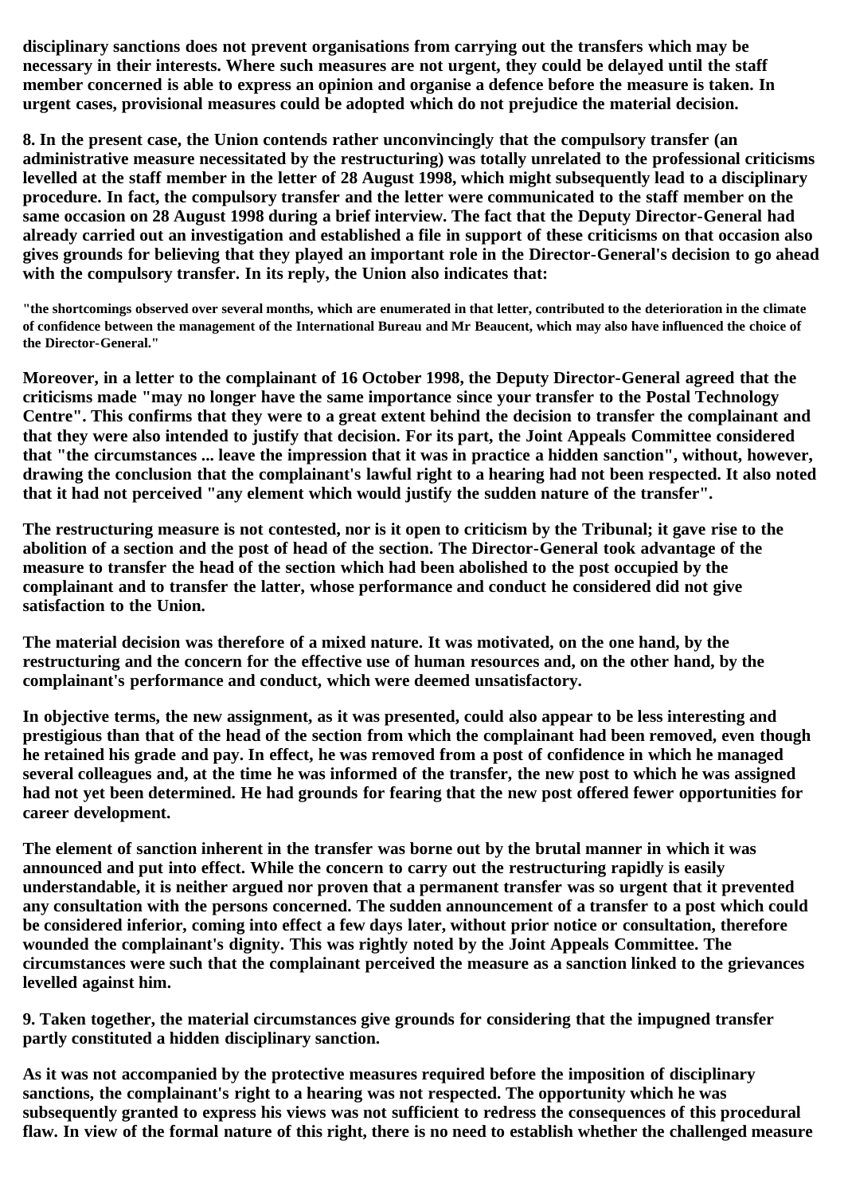**disciplinary sanctions does not prevent organisations from carrying out the transfers which may be necessary in their interests. Where such measures are not urgent, they could be delayed until the staff member concerned is able to express an opinion and organise a defence before the measure is taken. In urgent cases, provisional measures could be adopted which do not prejudice the material decision.**

**8. In the present case, the Union contends rather unconvincingly that the compulsory transfer (an administrative measure necessitated by the restructuring) was totally unrelated to the professional criticisms levelled at the staff member in the letter of 28 August 1998, which might subsequently lead to a disciplinary procedure. In fact, the compulsory transfer and the letter were communicated to the staff member on the same occasion on 28 August 1998 during a brief interview. The fact that the Deputy Director-General had already carried out an investigation and established a file in support of these criticisms on that occasion also gives grounds for believing that they played an important role in the Director-General's decision to go ahead with the compulsory transfer. In its reply, the Union also indicates that:**

**"the shortcomings observed over several months, which are enumerated in that letter, contributed to the deterioration in the climate of confidence between the management of the International Bureau and Mr Beaucent, which may also have influenced the choice of the Director-General."**

**Moreover, in a letter to the complainant of 16 October 1998, the Deputy Director-General agreed that the criticisms made "may no longer have the same importance since your transfer to the Postal Technology Centre". This confirms that they were to a great extent behind the decision to transfer the complainant and that they were also intended to justify that decision. For its part, the Joint Appeals Committee considered that "the circumstances ... leave the impression that it was in practice a hidden sanction", without, however, drawing the conclusion that the complainant's lawful right to a hearing had not been respected. It also noted that it had not perceived "any element which would justify the sudden nature of the transfer".**

**The restructuring measure is not contested, nor is it open to criticism by the Tribunal; it gave rise to the abolition of a section and the post of head of the section. The Director-General took advantage of the measure to transfer the head of the section which had been abolished to the post occupied by the complainant and to transfer the latter, whose performance and conduct he considered did not give satisfaction to the Union.**

**The material decision was therefore of a mixed nature. It was motivated, on the one hand, by the restructuring and the concern for the effective use of human resources and, on the other hand, by the complainant's performance and conduct, which were deemed unsatisfactory.**

**In objective terms, the new assignment, as it was presented, could also appear to be less interesting and prestigious than that of the head of the section from which the complainant had been removed, even though he retained his grade and pay. In effect, he was removed from a post of confidence in which he managed several colleagues and, at the time he was informed of the transfer, the new post to which he was assigned had not yet been determined. He had grounds for fearing that the new post offered fewer opportunities for career development.**

**The element of sanction inherent in the transfer was borne out by the brutal manner in which it was announced and put into effect. While the concern to carry out the restructuring rapidly is easily understandable, it is neither argued nor proven that a permanent transfer was so urgent that it prevented any consultation with the persons concerned. The sudden announcement of a transfer to a post which could be considered inferior, coming into effect a few days later, without prior notice or consultation, therefore wounded the complainant's dignity. This was rightly noted by the Joint Appeals Committee. The circumstances were such that the complainant perceived the measure as a sanction linked to the grievances levelled against him.**

**9. Taken together, the material circumstances give grounds for considering that the impugned transfer partly constituted a hidden disciplinary sanction.**

**As it was not accompanied by the protective measures required before the imposition of disciplinary sanctions, the complainant's right to a hearing was not respected. The opportunity which he was subsequently granted to express his views was not sufficient to redress the consequences of this procedural flaw. In view of the formal nature of this right, there is no need to establish whether the challenged measure**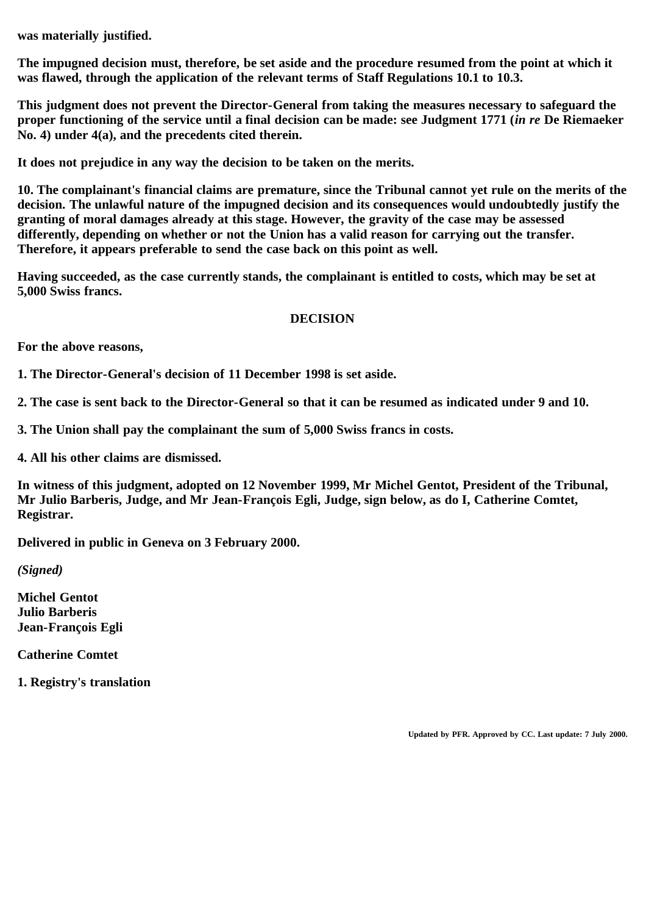**was materially justified.**

**The impugned decision must, therefore, be set aside and the procedure resumed from the point at which it was flawed, through the application of the relevant terms of Staff Regulations 10.1 to 10.3.**

**This judgment does not prevent the Director-General from taking the measures necessary to safeguard the proper functioning of the service until a final decision can be made: see Judgment 1771 (*in re* De Riemaeker No. 4) under 4(a), and the precedents cited therein.**

**It does not prejudice in any way the decision to be taken on the merits.**

**10. The complainant's financial claims are premature, since the Tribunal cannot yet rule on the merits of the decision. The unlawful nature of the impugned decision and its consequences would undoubtedly justify the granting of moral damages already at this stage. However, the gravity of the case may be assessed differently, depending on whether or not the Union has a valid reason for carrying out the transfer. Therefore, it appears preferable to send the case back on this point as well.**

**Having succeeded, as the case currently stands, the complainant is entitled to costs, which may be set at 5,000 Swiss francs.**

## DECISION

**For the above reasons,**

**1. The Director-General's decision of 11 December 1998 is set aside.**

**2. The case is sent back to the Director-General so that it can be resumed as indicated under 9 and 10.**

**3. The Union shall pay the complainant the sum of 5,000 Swiss francs in costs.**

**4. All his other claims are dismissed.**

**In witness of this judgment, adopted on 12 November 1999, Mr Michel Gentot, President of the Tribunal, Mr Julio Barberis, Judge, and Mr Jean-François Egli, Judge, sign below, as do I, Catherine Comtet, Registrar.**

**Delivered in public in Geneva on 3 February 2000.**

***(Signed)***

**Michel Gentot**
**Julio Barberis**
**Jean-François Egli**

**Catherine Comtet**

**1. Registry's translation**

**Updated by PFR. Approved by CC. Last update: 7 July 2000.**